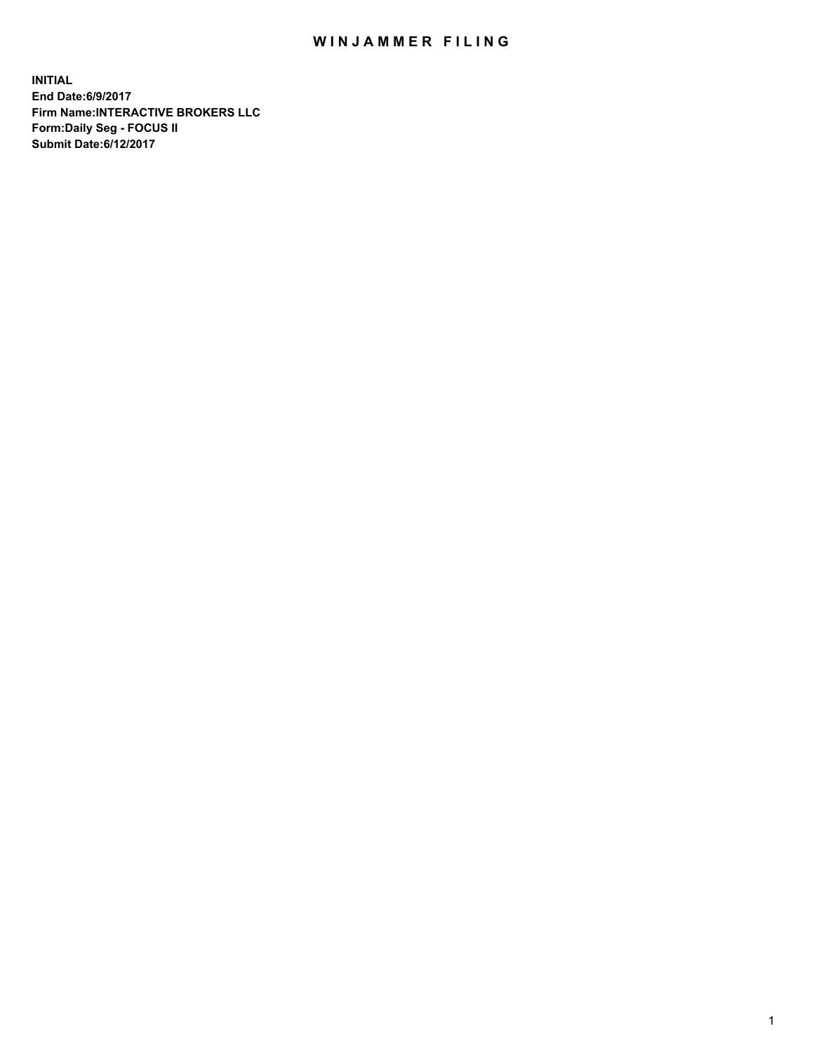# WINJAMMER FILING

**INITIAL**
**End Date:6/9/2017**
**Firm Name:INTERACTIVE BROKERS LLC**
**Form:Daily Seg - FOCUS II**
**Submit Date:6/12/2017**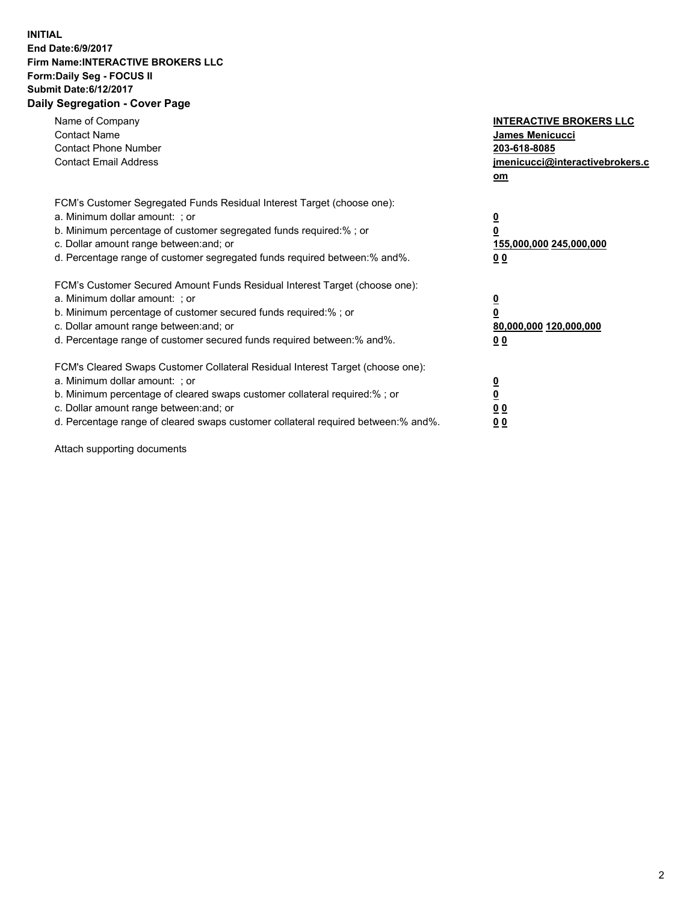**INITIAL**
**End Date:6/9/2017**
**Firm Name:INTERACTIVE BROKERS LLC**
**Form:Daily Seg - FOCUS II**
**Submit Date:6/12/2017**
**Daily Segregation - Cover Page**

| | |
|---|---|
| Name of Company | **INTERACTIVE BROKERS LLC** |
| Contact Name | **James Menicucci** |
| Contact Phone Number | **203-618-8085** |
| Contact Email Address | **jmenicucci@interactivebrokers.com** |

FCM's Customer Segregated Funds Residual Interest Target (choose one):

| | |
|---|---|
| a. Minimum dollar amount: ; or | **0** |
| b. Minimum percentage of customer segregated funds required:% ; or | **0** |
| c. Dollar amount range between:and; or | **155,000,000 245,000,000** |
| d. Percentage range of customer segregated funds required between:% and%. | **0 0** |

FCM's Customer Secured Amount Funds Residual Interest Target (choose one):

| | |
|---|---|
| a. Minimum dollar amount: ; or | **0** |
| b. Minimum percentage of customer secured funds required:% ; or | **0** |
| c. Dollar amount range between:and; or | **80,000,000 120,000,000** |
| d. Percentage range of customer secured funds required between:% and%. | **0 0** |

FCM's Cleared Swaps Customer Collateral Residual Interest Target (choose one):

| | |
|---|---|
| a. Minimum dollar amount: ; or | **0** |
| b. Minimum percentage of cleared swaps customer collateral required:% ; or | **0** |
| c. Dollar amount range between:and; or | **0 0** |
| d. Percentage range of cleared swaps customer collateral required between:% and%. | **0 0** |

Attach supporting documents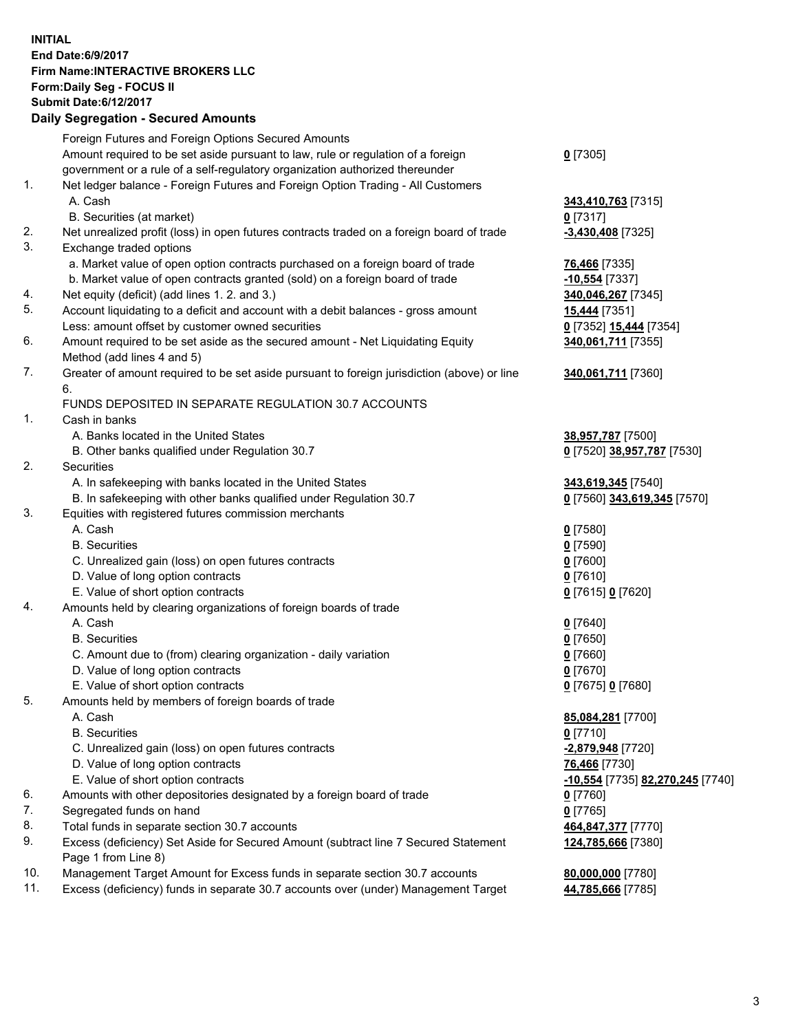**INITIAL**
**End Date:6/9/2017**
**Firm Name:INTERACTIVE BROKERS LLC**
**Form:Daily Seg - FOCUS II**
**Submit Date:6/12/2017**

## Daily Segregation - Secured Amounts

| | | |
|---|---|---|
| | Foreign Futures and Foreign Options Secured Amounts | |
| | Amount required to be set aside pursuant to law, rule or regulation of a foreign government or a rule of a self-regulatory organization authorized thereunder | **0** [7305] |
| 1. | Net ledger balance - Foreign Futures and Foreign Option Trading - All Customers | |
| | A. Cash | **343,410,763** [7315] |
| | B. Securities (at market) | **0** [7317] |
| 2. | Net unrealized profit (loss) in open futures contracts traded on a foreign board of trade | **-3,430,408** [7325] |
| 3. | Exchange traded options | |
| | a. Market value of open option contracts purchased on a foreign board of trade | **76,466** [7335] |
| | b. Market value of open contracts granted (sold) on a foreign board of trade | **-10,554** [7337] |
| 4. | Net equity (deficit) (add lines 1. 2. and 3.) | **340,046,267** [7345] |
| 5. | Account liquidating to a deficit and account with a debit balances - gross amount | **15,444** [7351] |
| | Less: amount offset by customer owned securities | **0** [7352] **15,444** [7354] |
| 6. | Amount required to be set aside as the secured amount - Net Liquidating Equity Method (add lines 4 and 5) | **340,061,711** [7355] |
| 7. | Greater of amount required to be set aside pursuant to foreign jurisdiction (above) or line 6. | **340,061,711** [7360] |
| | FUNDS DEPOSITED IN SEPARATE REGULATION 30.7 ACCOUNTS | |
| 1. | Cash in banks | |
| | A. Banks located in the United States | **38,957,787** [7500] |
| | B. Other banks qualified under Regulation 30.7 | **0** [7520] **38,957,787** [7530] |
| 2. | Securities | |
| | A. In safekeeping with banks located in the United States | **343,619,345** [7540] |
| | B. In safekeeping with other banks qualified under Regulation 30.7 | **0** [7560] **343,619,345** [7570] |
| 3. | Equities with registered futures commission merchants | |
| | A. Cash | **0** [7580] |
| | B. Securities | **0** [7590] |
| | C. Unrealized gain (loss) on open futures contracts | **0** [7600] |
| | D. Value of long option contracts | **0** [7610] |
| | E. Value of short option contracts | **0** [7615] **0** [7620] |
| 4. | Amounts held by clearing organizations of foreign boards of trade | |
| | A. Cash | **0** [7640] |
| | B. Securities | **0** [7650] |
| | C. Amount due to (from) clearing organization - daily variation | **0** [7660] |
| | D. Value of long option contracts | **0** [7670] |
| | E. Value of short option contracts | **0** [7675] **0** [7680] |
| 5. | Amounts held by members of foreign boards of trade | |
| | A. Cash | **85,084,281** [7700] |
| | B. Securities | **0** [7710] |
| | C. Unrealized gain (loss) on open futures contracts | **-2,879,948** [7720] |
| | D. Value of long option contracts | **76,466** [7730] |
| | E. Value of short option contracts | **-10,554** [7735] **82,270,245** [7740] |
| 6. | Amounts with other depositories designated by a foreign board of trade | **0** [7760] |
| 7. | Segregated funds on hand | **0** [7765] |
| 8. | Total funds in separate section 30.7 accounts | **464,847,377** [7770] |
| 9. | Excess (deficiency) Set Aside for Secured Amount (subtract line 7 Secured Statement Page 1 from Line 8) | **124,785,666** [7380] |
| 10. | Management Target Amount for Excess funds in separate section 30.7 accounts | **80,000,000** [7780] |
| 11. | Excess (deficiency) funds in separate 30.7 accounts over (under) Management Target | **44,785,666** [7785] |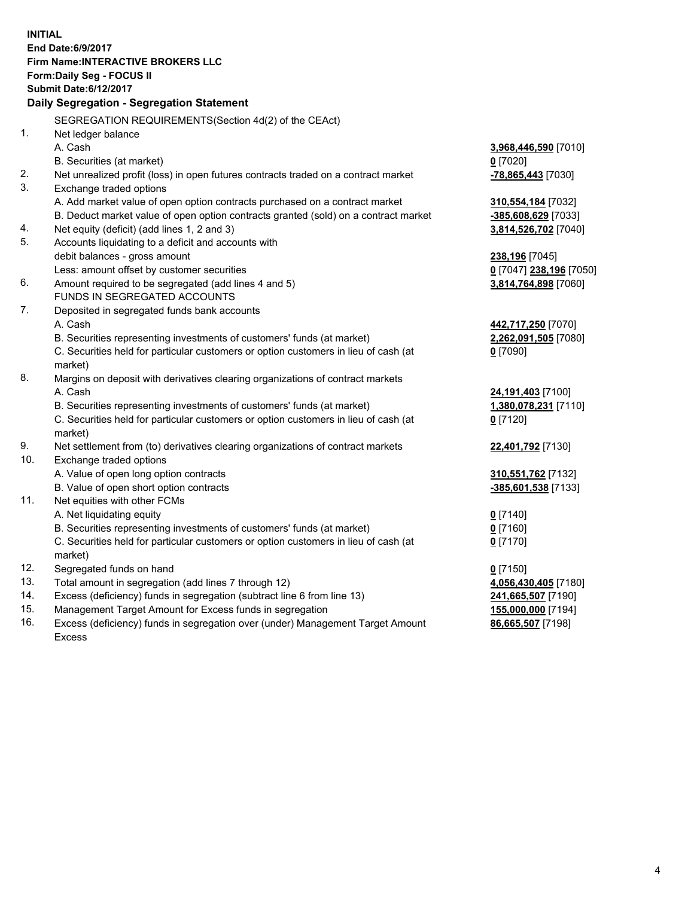**INITIAL**
**End Date:6/9/2017**
**Firm Name:INTERACTIVE BROKERS LLC**
**Form:Daily Seg - FOCUS II**
**Submit Date:6/12/2017**

**Daily Segregation - Segregation Statement**

SEGREGATION REQUIREMENTS(Section 4d(2) of the CEAct)

| | | |
|---|---|---|
| 1. | Net ledger balance | |
| | A. Cash | **3,968,446,590** [7010] |
| | B. Securities (at market) | **0** [7020] |
| 2. | Net unrealized profit (loss) in open futures contracts traded on a contract market | **-78,865,443** [7030] |
| 3. | Exchange traded options | |
| | A. Add market value of open option contracts purchased on a contract market | **310,554,184** [7032] |
| | B. Deduct market value of open option contracts granted (sold) on a contract market | **-385,608,629** [7033] |
| 4. | Net equity (deficit) (add lines 1, 2 and 3) | **3,814,526,702** [7040] |
| 5. | Accounts liquidating to a deficit and accounts with debit balances - gross amount | **238,196** [7045] |
| | Less: amount offset by customer securities | **0** [7047] **238,196** [7050] |
| 6. | Amount required to be segregated (add lines 4 and 5) | **3,814,764,898** [7060] |
| | FUNDS IN SEGREGATED ACCOUNTS | |
| 7. | Deposited in segregated funds bank accounts | |
| | A. Cash | **442,717,250** [7070] |
| | B. Securities representing investments of customers' funds (at market) | **2,262,091,505** [7080] |
| | C. Securities held for particular customers or option customers in lieu of cash (at market) | **0** [7090] |
| 8. | Margins on deposit with derivatives clearing organizations of contract markets | |
| | A. Cash | **24,191,403** [7100] |
| | B. Securities representing investments of customers' funds (at market) | **1,380,078,231** [7110] |
| | C. Securities held for particular customers or option customers in lieu of cash (at market) | **0** [7120] |
| 9. | Net settlement from (to) derivatives clearing organizations of contract markets | **22,401,792** [7130] |
| 10. | Exchange traded options | |
| | A. Value of open long option contracts | **310,551,762** [7132] |
| | B. Value of open short option contracts | **-385,601,538** [7133] |
| 11. | Net equities with other FCMs | |
| | A. Net liquidating equity | **0** [7140] |
| | B. Securities representing investments of customers' funds (at market) | **0** [7160] |
| | C. Securities held for particular customers or option customers in lieu of cash (at market) | **0** [7170] |
| 12. | Segregated funds on hand | **0** [7150] |
| 13. | Total amount in segregation (add lines 7 through 12) | **4,056,430,405** [7180] |
| 14. | Excess (deficiency) funds in segregation (subtract line 6 from line 13) | **241,665,507** [7190] |
| 15. | Management Target Amount for Excess funds in segregation | **155,000,000** [7194] |
| 16. | Excess (deficiency) funds in segregation over (under) Management Target Amount Excess | **86,665,507** [7198] |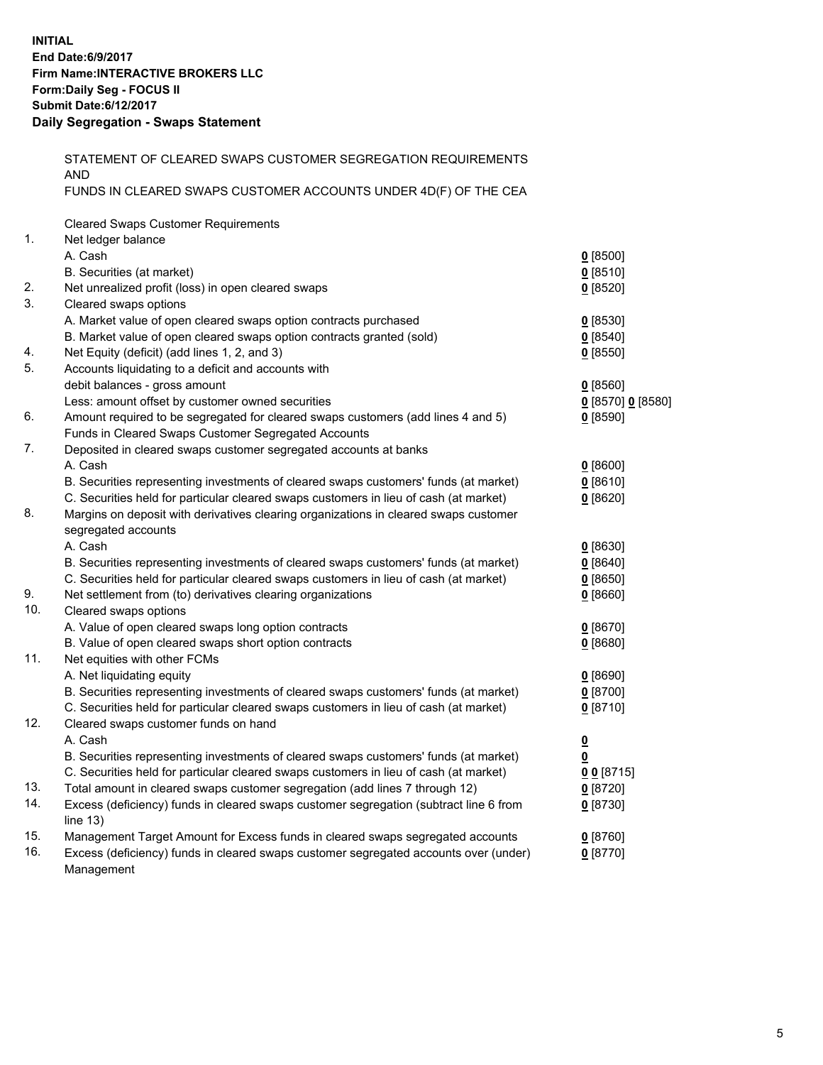**INITIAL**
**End Date:6/9/2017**
**Firm Name:INTERACTIVE BROKERS LLC**
**Form:Daily Seg - FOCUS II**
**Submit Date:6/12/2017**
**Daily Segregation - Swaps Statement**

STATEMENT OF CLEARED SWAPS CUSTOMER SEGREGATION REQUIREMENTS AND
FUNDS IN CLEARED SWAPS CUSTOMER ACCOUNTS UNDER 4D(F) OF THE CEA

| | | |
|---|---|---|
| | Cleared Swaps Customer Requirements | |
| 1. | Net ledger balance | |
| | A. Cash | 0 [8500] |
| | B. Securities (at market) | 0 [8510] |
| 2. | Net unrealized profit (loss) in open cleared swaps | 0 [8520] |
| 3. | Cleared swaps options | |
| | A. Market value of open cleared swaps option contracts purchased | 0 [8530] |
| | B. Market value of open cleared swaps option contracts granted (sold) | 0 [8540] |
| 4. | Net Equity (deficit) (add lines 1, 2, and 3) | 0 [8550] |
| 5. | Accounts liquidating to a deficit and accounts with | |
| | debit balances - gross amount | 0 [8560] |
| | Less: amount offset by customer owned securities | 0 [8570] 0 [8580] |
| 6. | Amount required to be segregated for cleared swaps customers (add lines 4 and 5) | 0 [8590] |
| | Funds in Cleared Swaps Customer Segregated Accounts | |
| 7. | Deposited in cleared swaps customer segregated accounts at banks | |
| | A. Cash | 0 [8600] |
| | B. Securities representing investments of cleared swaps customers' funds (at market) | 0 [8610] |
| | C. Securities held for particular cleared swaps customers in lieu of cash (at market) | 0 [8620] |
| 8. | Margins on deposit with derivatives clearing organizations in cleared swaps customer segregated accounts | |
| | A. Cash | 0 [8630] |
| | B. Securities representing investments of cleared swaps customers' funds (at market) | 0 [8640] |
| | C. Securities held for particular cleared swaps customers in lieu of cash (at market) | 0 [8650] |
| 9. | Net settlement from (to) derivatives clearing organizations | 0 [8660] |
| 10. | Cleared swaps options | |
| | A. Value of open cleared swaps long option contracts | 0 [8670] |
| | B. Value of open cleared swaps short option contracts | 0 [8680] |
| 11. | Net equities with other FCMs | |
| | A. Net liquidating equity | 0 [8690] |
| | B. Securities representing investments of cleared swaps customers' funds (at market) | 0 [8700] |
| | C. Securities held for particular cleared swaps customers in lieu of cash (at market) | 0 [8710] |
| 12. | Cleared swaps customer funds on hand | |
| | A. Cash | 0 |
| | B. Securities representing investments of cleared swaps customers' funds (at market) | 0 |
| | C. Securities held for particular cleared swaps customers in lieu of cash (at market) | 0 0 [8715] |
| 13. | Total amount in cleared swaps customer segregation (add lines 7 through 12) | 0 [8720] |
| 14. | Excess (deficiency) funds in cleared swaps customer segregation (subtract line 6 from line 13) | 0 [8730] |
| 15. | Management Target Amount for Excess funds in cleared swaps segregated accounts | 0 [8760] |
| 16. | Excess (deficiency) funds in cleared swaps customer segregated accounts over (under) Management | 0 [8770] |